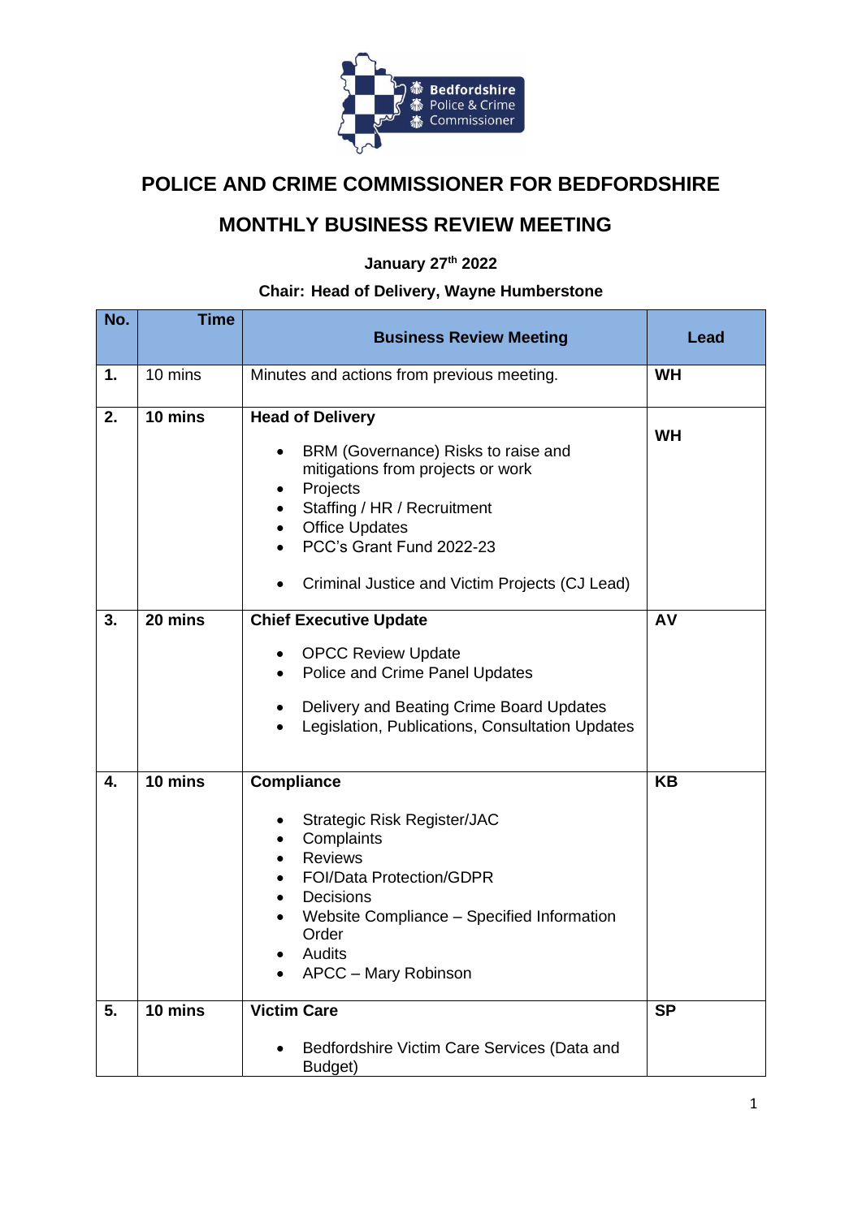# POLICE AND CRIME COMMISSIONER FOR BEDFORDSHIRE

## MONTHLY BUSINESS REVIEW MEETING

**January 27th 2022**

**Chair: Head of Delivery, Wayne Humberstone**

| No. | Time | Business Review Meeting | Lead |
|---|---|---|---|
| **1.** | 10 mins | Minutes and actions from previous meeting. | **WH** |
| **2.** | **10 mins** | **Head of Delivery**<br>• BRM (Governance) Risks to raise and mitigations from projects or work<br>• Projects<br>• Staffing / HR / Recruitment<br>• Office Updates<br>• PCC's Grant Fund 2022-23<br>• Criminal Justice and Victim Projects (CJ Lead) | **WH** |
| **3.** | **20 mins** | **Chief Executive Update**<br>• OPCC Review Update<br>• Police and Crime Panel Updates<br>• Delivery and Beating Crime Board Updates<br>• Legislation, Publications, Consultation Updates | **AV** |
| **4.** | **10 mins** | **Compliance**<br>• Strategic Risk Register/JAC<br>• Complaints<br>• Reviews<br>• FOI/Data Protection/GDPR<br>• Decisions<br>• Website Compliance – Specified Information Order<br>• Audits<br>• APCC – Mary Robinson | **KB** |
| **5.** | **10 mins** | **Victim Care**<br>• Bedfordshire Victim Care Services (Data and Budget) | **SP** |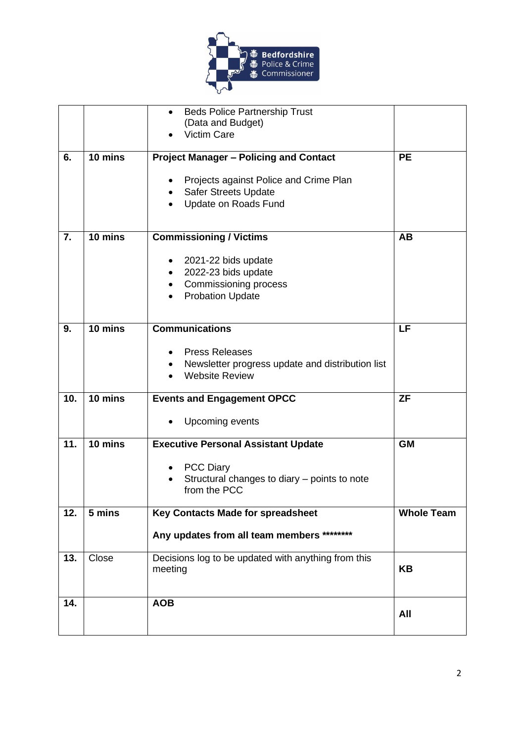|  |  |  |  |
|---|---|---|---|
|  |  | • Beds Police Partnership Trust (Data and Budget)<br>• Victim Care |  |
| 6. | 10 mins | **Project Manager – Policing and Contact**<br><br>• Projects against Police and Crime Plan<br>• Safer Streets Update<br>• Update on Roads Fund | **PE** |
| 7. | 10 mins | **Commissioning / Victims**<br><br>• 2021-22 bids update<br>• 2022-23 bids update<br>• Commissioning process<br>• Probation Update | **AB** |
| 9. | 10 mins | **Communications**<br><br>• Press Releases<br>• Newsletter progress update and distribution list<br>• Website Review | **LF** |
| 10. | 10 mins | **Events and Engagement OPCC**<br><br>• Upcoming events | **ZF** |
| 11. | 10 mins | **Executive Personal Assistant Update**<br><br>• PCC Diary<br>• Structural changes to diary – points to note from the PCC | **GM** |
| 12. | 5 mins | **Key Contacts Made for spreadsheet**<br><br>**Any updates from all team members ********* | **Whole Team** |
| 13. | Close | Decisions log to be updated with anything from this meeting | **KB** |
| 14. |  | **AOB** | **All** |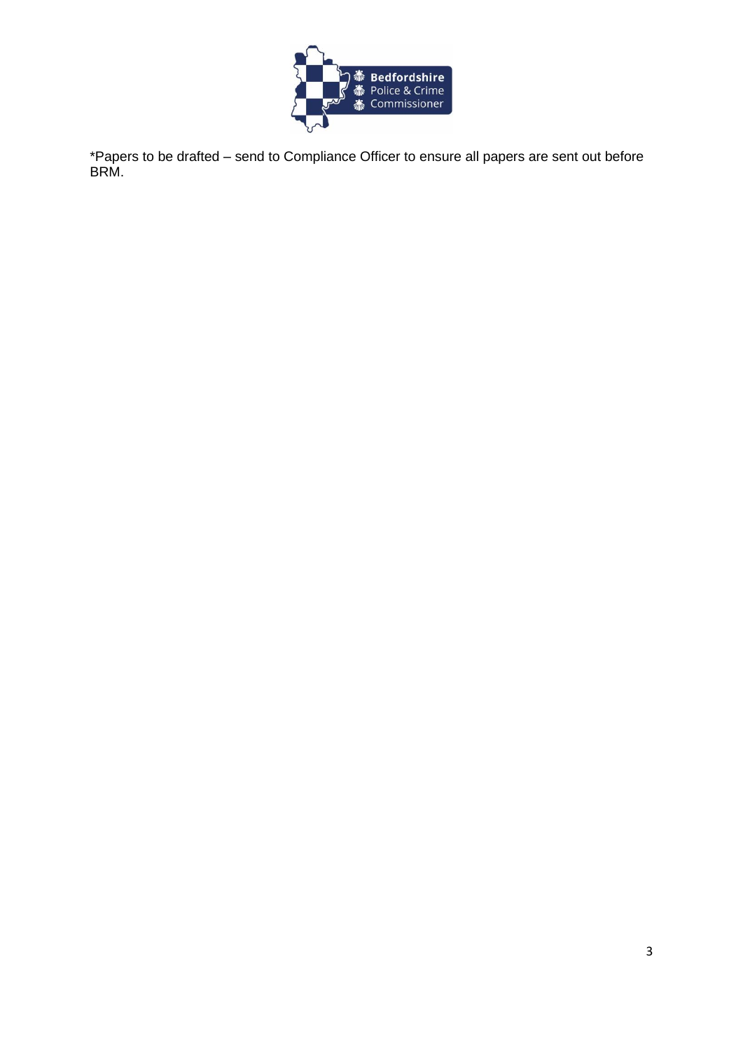*Papers to be drafted – send to Compliance Officer to ensure all papers are sent out before BRM.